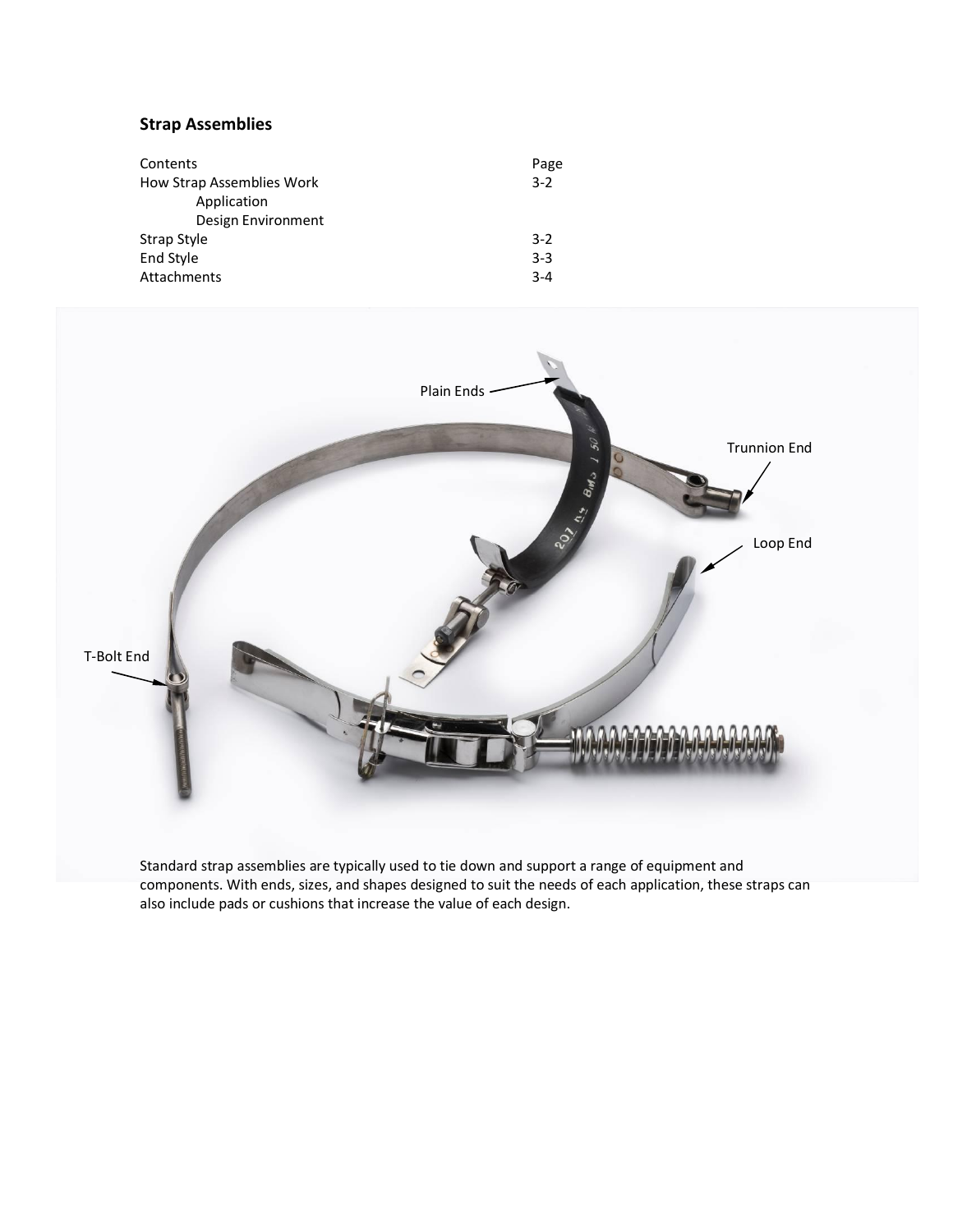## Strap Assemblies

| Contents | Page |
| --- | --- |
| How Strap Assemblies Work | 3-2 |
| Application | |
| Design Environment | |
| Strap Style | 3-2 |
| End Style | 3-3 |
| Attachments | 3-4 |

Standard strap assemblies are typically used to tie down and support a range of equipment and components. With ends, sizes, and shapes designed to suit the needs of each application, these straps can also include pads or cushions that increase the value of each design.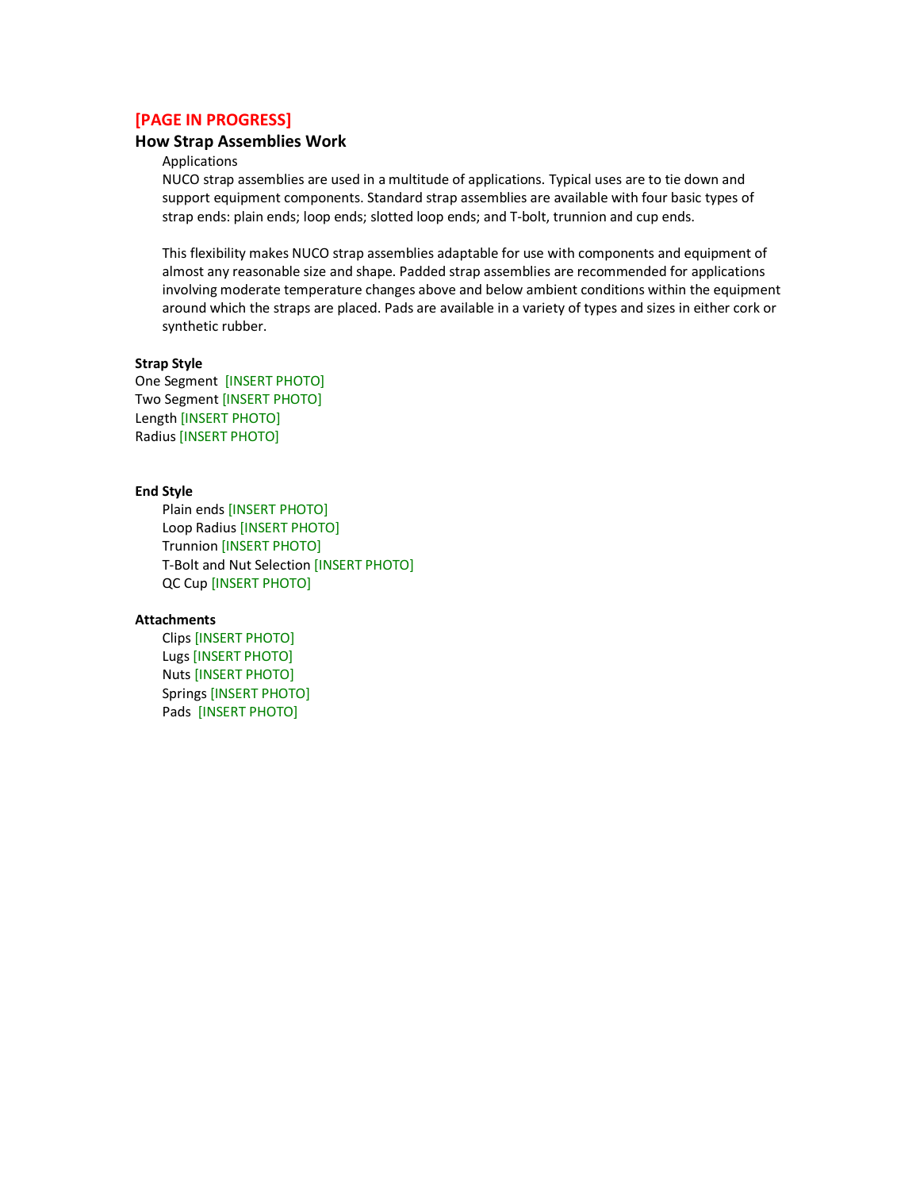**[PAGE IN PROGRESS]**

## How Strap Assemblies Work

Applications

NUCO strap assemblies are used in a multitude of applications. Typical uses are to tie down and support equipment components. Standard strap assemblies are available with four basic types of strap ends: plain ends; loop ends; slotted loop ends; and T-bolt, trunnion and cup ends.

This flexibility makes NUCO strap assemblies adaptable for use with components and equipment of almost any reasonable size and shape. Padded strap assemblies are recommended for applications involving moderate temperature changes above and below ambient conditions within the equipment around which the straps are placed. Pads are available in a variety of types and sizes in either cork or synthetic rubber.

**Strap Style**

One Segment [INSERT PHOTO]
Two Segment [INSERT PHOTO]
Length [INSERT PHOTO]
Radius [INSERT PHOTO]

**End Style**

- Plain ends [INSERT PHOTO]
- Loop Radius [INSERT PHOTO]
- Trunnion [INSERT PHOTO]
- T-Bolt and Nut Selection [INSERT PHOTO]
- QC Cup [INSERT PHOTO]

**Attachments**

- Clips [INSERT PHOTO]
- Lugs [INSERT PHOTO]
- Nuts [INSERT PHOTO]
- Springs [INSERT PHOTO]
- Pads [INSERT PHOTO]